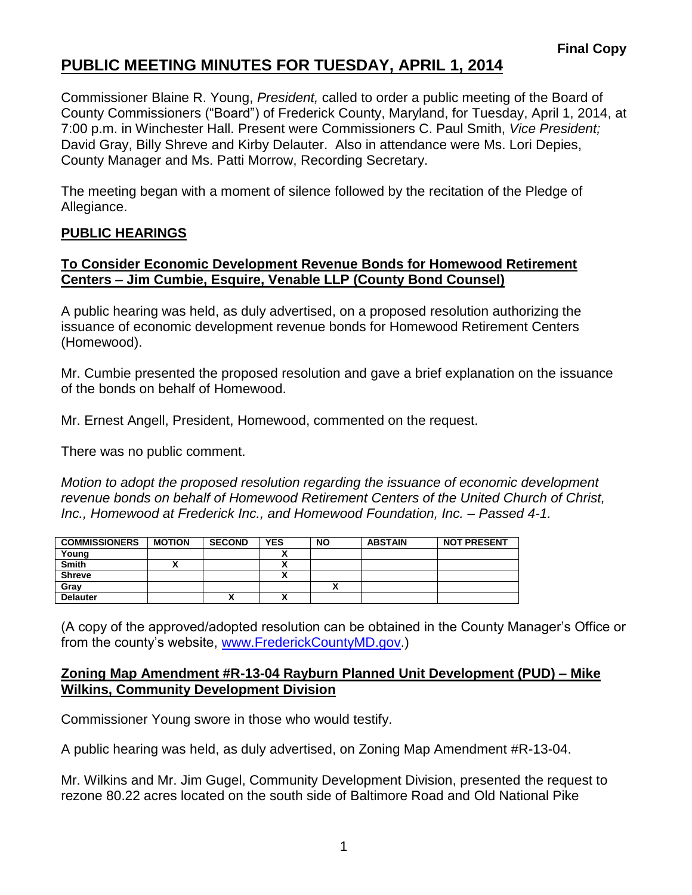**Final Copy**

# PUBLIC MEETING MINUTES FOR TUESDAY, APRIL 1, 2014

Commissioner Blaine R. Young, *President,* called to order a public meeting of the Board of County Commissioners ("Board") of Frederick County, Maryland, for Tuesday, April 1, 2014, at 7:00 p.m. in Winchester Hall. Present were Commissioners C. Paul Smith, *Vice President;* David Gray, Billy Shreve and Kirby Delauter. Also in attendance were Ms. Lori Depies, County Manager and Ms. Patti Morrow, Recording Secretary.

The meeting began with a moment of silence followed by the recitation of the Pledge of Allegiance.

## PUBLIC HEARINGS

### To Consider Economic Development Revenue Bonds for Homewood Retirement Centers – Jim Cumbie, Esquire, Venable LLP (County Bond Counsel)

A public hearing was held, as duly advertised, on a proposed resolution authorizing the issuance of economic development revenue bonds for Homewood Retirement Centers (Homewood).

Mr. Cumbie presented the proposed resolution and gave a brief explanation on the issuance of the bonds on behalf of Homewood.

Mr. Ernest Angell, President, Homewood, commented on the request.

There was no public comment.

*Motion to adopt the proposed resolution regarding the issuance of economic development revenue bonds on behalf of Homewood Retirement Centers of the United Church of Christ, Inc., Homewood at Frederick Inc., and Homewood Foundation, Inc. – Passed 4-1.*

| COMMISSIONERS | MOTION | SECOND | YES | NO | ABSTAIN | NOT PRESENT |
|---|---|---|---|---|---|---|
| Young | | | X | | | |
| Smith | X | | X | | | |
| Shreve | | | X | | | |
| Gray | | | | X | | |
| Delauter | | X | X | | | |

(A copy of the approved/adopted resolution can be obtained in the County Manager's Office or from the county's website, www.FrederickCountyMD.gov.)

### Zoning Map Amendment #R-13-04 Rayburn Planned Unit Development (PUD) – Mike Wilkins, Community Development Division

Commissioner Young swore in those who would testify.

A public hearing was held, as duly advertised, on Zoning Map Amendment #R-13-04.

Mr. Wilkins and Mr. Jim Gugel, Community Development Division, presented the request to rezone 80.22 acres located on the south side of Baltimore Road and Old National Pike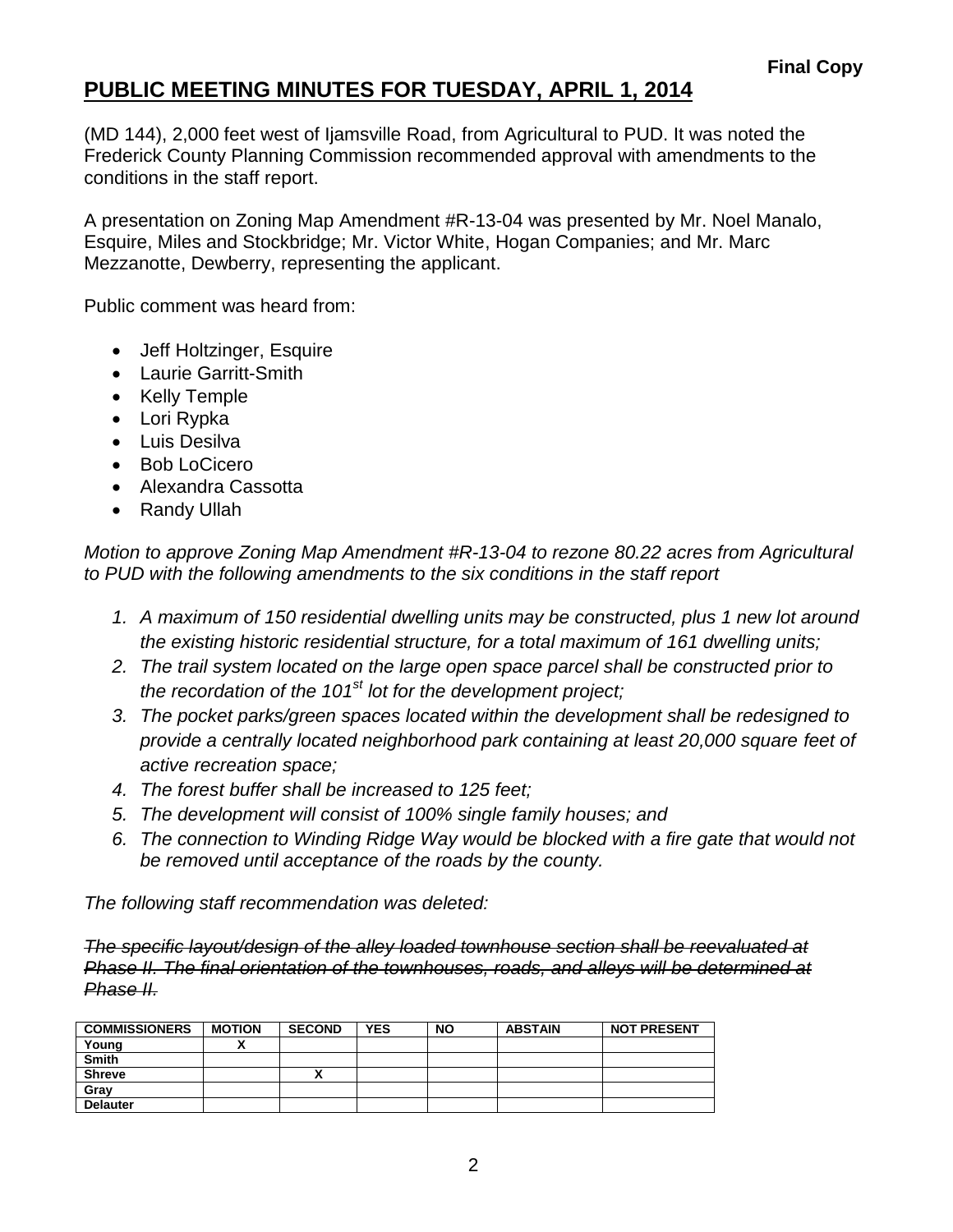**Final Copy**

# PUBLIC MEETING MINUTES FOR TUESDAY, APRIL 1, 2014

(MD 144), 2,000 feet west of Ijamsville Road, from Agricultural to PUD. It was noted the Frederick County Planning Commission recommended approval with amendments to the conditions in the staff report.

A presentation on Zoning Map Amendment #R-13-04 was presented by Mr. Noel Manalo, Esquire, Miles and Stockbridge; Mr. Victor White, Hogan Companies; and Mr. Marc Mezzanotte, Dewberry, representing the applicant.

Public comment was heard from:

- Jeff Holtzinger, Esquire
- Laurie Garritt-Smith
- Kelly Temple
- Lori Rypka
- Luis Desilva
- Bob LoCicero
- Alexandra Cassotta
- Randy Ullah

*Motion to approve Zoning Map Amendment #R-13-04 to rezone 80.22 acres from Agricultural to PUD with the following amendments to the six conditions in the staff report*

1. *A maximum of 150 residential dwelling units may be constructed, plus 1 new lot around the existing historic residential structure, for a total maximum of 161 dwelling units;*
2. *The trail system located on the large open space parcel shall be constructed prior to the recordation of the 101st lot for the development project;*
3. *The pocket parks/green spaces located within the development shall be redesigned to provide a centrally located neighborhood park containing at least 20,000 square feet of active recreation space;*
4. *The forest buffer shall be increased to 125 feet;*
5. *The development will consist of 100% single family houses; and*
6. *The connection to Winding Ridge Way would be blocked with a fire gate that would not be removed until acceptance of the roads by the county.*

*The following staff recommendation was deleted:*

~~*The specific layout/design of the alley loaded townhouse section shall be reevaluated at Phase II. The final orientation of the townhouses, roads, and alleys will be determined at Phase II.*~~

| COMMISSIONERS | MOTION | SECOND | YES | NO | ABSTAIN | NOT PRESENT |
|---|---|---|---|---|---|---|
| Young | X | | | | | |
| Smith | | | | | | |
| Shreve | | X | | | | |
| Gray | | | | | | |
| Delauter | | | | | | |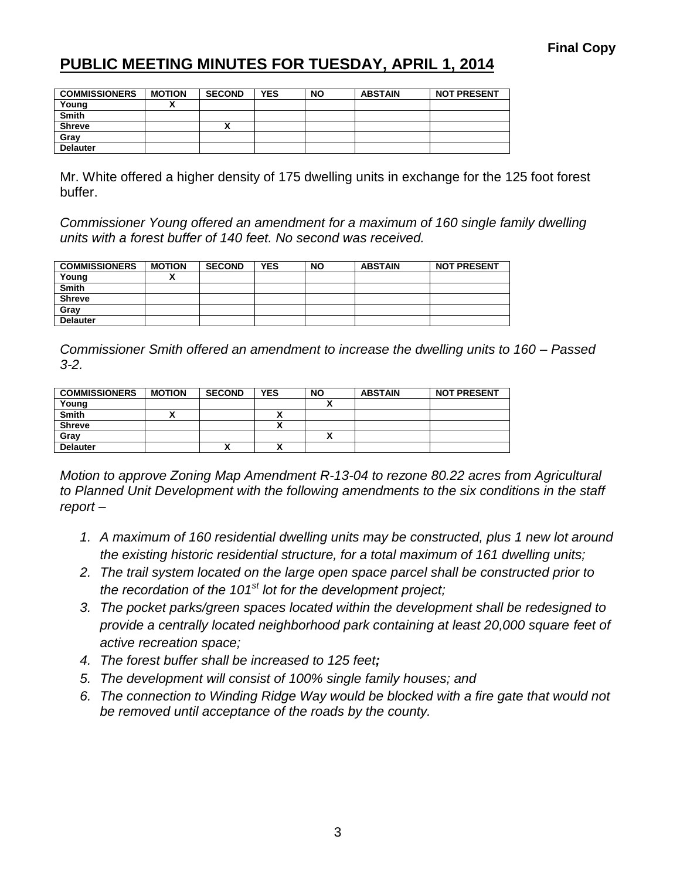**Final Copy**

## PUBLIC MEETING MINUTES FOR TUESDAY, APRIL 1, 2014

| COMMISSIONERS | MOTION | SECOND | YES | NO | ABSTAIN | NOT PRESENT |
|---|---|---|---|---|---|---|
| Young | X | | | | | |
| Smith | | | | | | |
| Shreve | | X | | | | |
| Gray | | | | | | |
| Delauter | | | | | | |

Mr. White offered a higher density of 175 dwelling units in exchange for the 125 foot forest buffer.

*Commissioner Young offered an amendment for a maximum of 160 single family dwelling units with a forest buffer of 140 feet. No second was received.*

| COMMISSIONERS | MOTION | SECOND | YES | NO | ABSTAIN | NOT PRESENT |
|---|---|---|---|---|---|---|
| Young | X | | | | | |
| Smith | | | | | | |
| Shreve | | | | | | |
| Gray | | | | | | |
| Delauter | | | | | | |

*Commissioner Smith offered an amendment to increase the dwelling units to 160 – Passed 3-2.*

| COMMISSIONERS | MOTION | SECOND | YES | NO | ABSTAIN | NOT PRESENT |
|---|---|---|---|---|---|---|
| Young | | | | X | | |
| Smith | X | | X | | | |
| Shreve | | | X | | | |
| Gray | | | | X | | |
| Delauter | | X | X | | | |

*Motion to approve Zoning Map Amendment R-13-04 to rezone 80.22 acres from Agricultural to Planned Unit Development with the following amendments to the six conditions in the staff report –*

1. *A maximum of 160 residential dwelling units may be constructed, plus 1 new lot around the existing historic residential structure, for a total maximum of 161 dwelling units;*
2. *The trail system located on the large open space parcel shall be constructed prior to the recordation of the 101st lot for the development project;*
3. *The pocket parks/green spaces located within the development shall be redesigned to provide a centrally located neighborhood park containing at least 20,000 square feet of active recreation space;*
4. *The forest buffer shall be increased to 125 feet**;***
5. *The development will consist of 100% single family houses; and*
6. *The connection to Winding Ridge Way would be blocked with a fire gate that would not be removed until acceptance of the roads by the county.*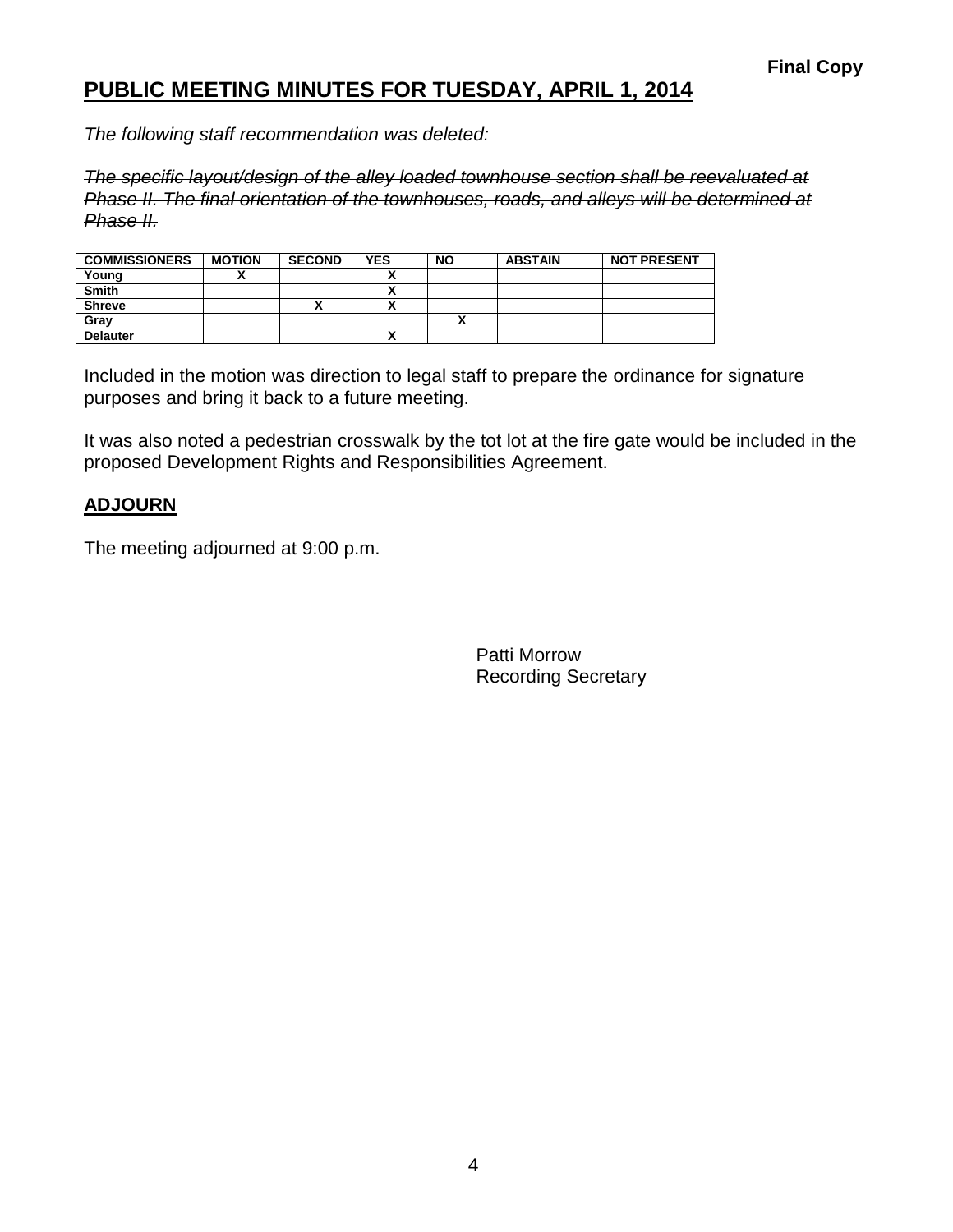**Final Copy**

# PUBLIC MEETING MINUTES FOR TUESDAY, APRIL 1, 2014

*The following staff recommendation was deleted:*

*~~The specific layout/design of the alley loaded townhouse section shall be reevaluated at Phase II. The final orientation of the townhouses, roads, and alleys will be determined at Phase II.~~*

| COMMISSIONERS | MOTION | SECOND | YES | NO | ABSTAIN | NOT PRESENT |
|---|---|---|---|---|---|---|
| Young | X | | X | | | |
| Smith | | | X | | | |
| Shreve | | X | X | | | |
| Gray | | | | X | | |
| Delauter | | | X | | | |

Included in the motion was direction to legal staff to prepare the ordinance for signature purposes and bring it back to a future meeting.

It was also noted a pedestrian crosswalk by the tot lot at the fire gate would be included in the proposed Development Rights and Responsibilities Agreement.

## ADJOURN

The meeting adjourned at 9:00 p.m.

Patti Morrow
Recording Secretary